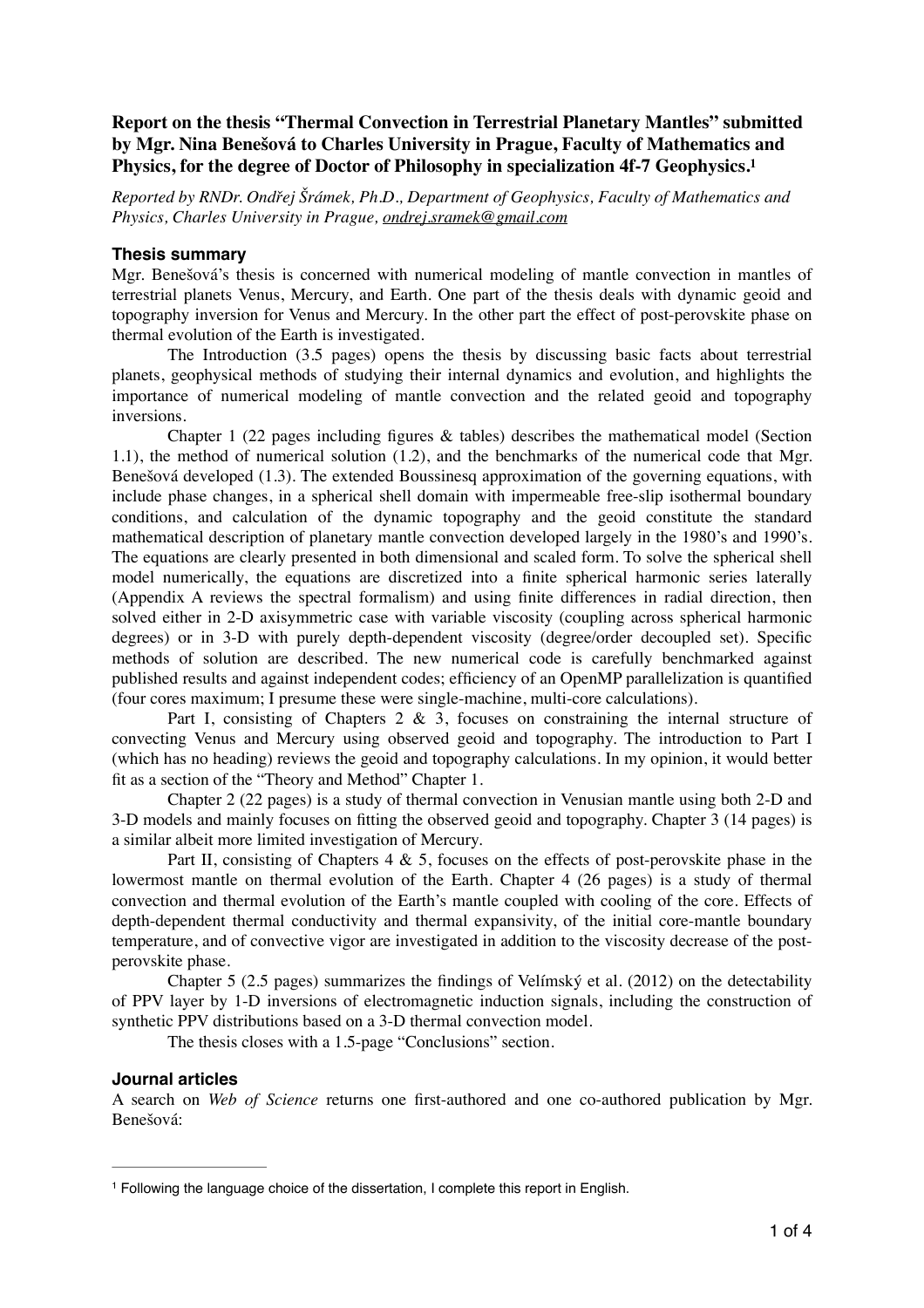**Report on the thesis "Thermal Convection in Terrestrial Planetary Mantles" submitted by Mgr. Nina Benešová to Charles University in Prague, Faculty of Mathematics and Physics, for the degree of Doctor of Philosophy in specialization 4f-7 Geophysics.[1]**

*Reported by RNDr. Ondřej Šrámek, Ph.D., Department of Geophysics, Faculty of Mathematics and Physics, Charles University in Prague, ondrej.sramek@gmail.com*

### Thesis summary

Mgr. Benešová's thesis is concerned with numerical modeling of mantle convection in mantles of terrestrial planets Venus, Mercury, and Earth. One part of the thesis deals with dynamic geoid and topography inversion for Venus and Mercury. In the other part the effect of post-perovskite phase on thermal evolution of the Earth is investigated.

The Introduction (3.5 pages) opens the thesis by discussing basic facts about terrestrial planets, geophysical methods of studying their internal dynamics and evolution, and highlights the importance of numerical modeling of mantle convection and the related geoid and topography inversions.

Chapter 1 (22 pages including figures & tables) describes the mathematical model (Section 1.1), the method of numerical solution (1.2), and the benchmarks of the numerical code that Mgr. Benešová developed (1.3). The extended Boussinesq approximation of the governing equations, with include phase changes, in a spherical shell domain with impermeable free-slip isothermal boundary conditions, and calculation of the dynamic topography and the geoid constitute the standard mathematical description of planetary mantle convection developed largely in the 1980's and 1990's. The equations are clearly presented in both dimensional and scaled form. To solve the spherical shell model numerically, the equations are discretized into a finite spherical harmonic series laterally (Appendix A reviews the spectral formalism) and using finite differences in radial direction, then solved either in 2-D axisymmetric case with variable viscosity (coupling across spherical harmonic degrees) or in 3-D with purely depth-dependent viscosity (degree/order decoupled set). Specific methods of solution are described. The new numerical code is carefully benchmarked against published results and against independent codes; efficiency of an OpenMP parallelization is quantified (four cores maximum; I presume these were single-machine, multi-core calculations).

Part I, consisting of Chapters 2 & 3, focuses on constraining the internal structure of convecting Venus and Mercury using observed geoid and topography. The introduction to Part I (which has no heading) reviews the geoid and topography calculations. In my opinion, it would better fit as a section of the "Theory and Method" Chapter 1.

Chapter 2 (22 pages) is a study of thermal convection in Venusian mantle using both 2-D and 3-D models and mainly focuses on fitting the observed geoid and topography. Chapter 3 (14 pages) is a similar albeit more limited investigation of Mercury.

Part II, consisting of Chapters 4 & 5, focuses on the effects of post-perovskite phase in the lowermost mantle on thermal evolution of the Earth. Chapter 4 (26 pages) is a study of thermal convection and thermal evolution of the Earth's mantle coupled with cooling of the core. Effects of depth-dependent thermal conductivity and thermal expansivity, of the initial core-mantle boundary temperature, and of convective vigor are investigated in addition to the viscosity decrease of the post-perovskite phase.

Chapter 5 (2.5 pages) summarizes the findings of Velímský et al. (2012) on the detectability of PPV layer by 1-D inversions of electromagnetic induction signals, including the construction of synthetic PPV distributions based on a 3-D thermal convection model.

The thesis closes with a 1.5-page "Conclusions" section.

### Journal articles

A search on *Web of Science* returns one first-authored and one co-authored publication by Mgr. Benešová:

---

[1] Following the language choice of the dissertation, I complete this report in English.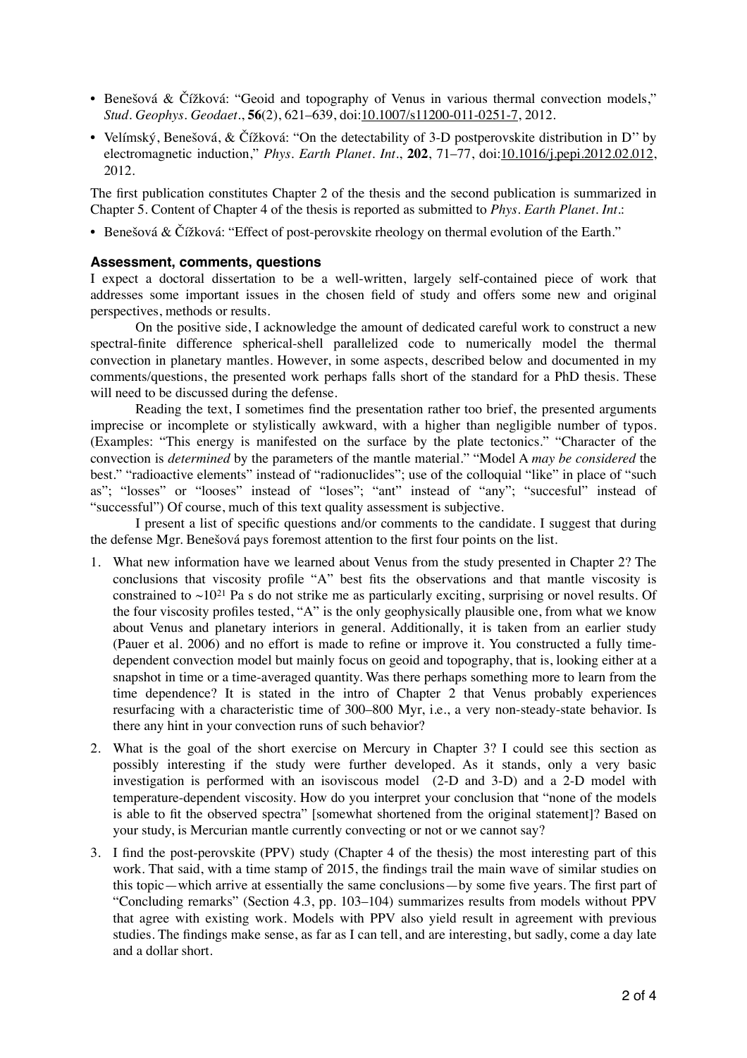- Benešová & Čížková: "Geoid and topography of Venus in various thermal convection models," *Stud. Geophys. Geodaet.*, **56**(2), 621–639, doi:10.1007/s11200-011-0251-7, 2012.
- Velímský, Benešová, & Čížková: "On the detectability of 3-D postperovskite distribution in D'' by electromagnetic induction," *Phys. Earth Planet. Int.*, **202**, 71–77, doi:10.1016/j.pepi.2012.02.012, 2012.

The first publication constitutes Chapter 2 of the thesis and the second publication is summarized in Chapter 5. Content of Chapter 4 of the thesis is reported as submitted to *Phys. Earth Planet. Int.*:

- Benešová & Čížková: "Effect of post-perovskite rheology on thermal evolution of the Earth."

### Assessment, comments, questions

I expect a doctoral dissertation to be a well-written, largely self-contained piece of work that addresses some important issues in the chosen field of study and offers some new and original perspectives, methods or results.

On the positive side, I acknowledge the amount of dedicated careful work to construct a new spectral-finite difference spherical-shell parallelized code to numerically model the thermal convection in planetary mantles. However, in some aspects, described below and documented in my comments/questions, the presented work perhaps falls short of the standard for a PhD thesis. These will need to be discussed during the defense.

Reading the text, I sometimes find the presentation rather too brief, the presented arguments imprecise or incomplete or stylistically awkward, with a higher than negligible number of typos. (Examples: "This energy is manifested on the surface by the plate tectonics." "Character of the convection is *determined* by the parameters of the mantle material." "Model A *may be considered* the best." "radioactive elements" instead of "radionuclides"; use of the colloquial "like" in place of "such as"; "losses" or "looses" instead of "loses"; "ant" instead of "any"; "succesful" instead of "successful") Of course, much of this text quality assessment is subjective.

I present a list of specific questions and/or comments to the candidate. I suggest that during the defense Mgr. Benešová pays foremost attention to the first four points on the list.

1. What new information have we learned about Venus from the study presented in Chapter 2? The conclusions that viscosity profile "A" best fits the observations and that mantle viscosity is constrained to ~$10^{21}$ Pa s do not strike me as particularly exciting, surprising or novel results. Of the four viscosity profiles tested, "A" is the only geophysically plausible one, from what we know about Venus and planetary interiors in general. Additionally, it is taken from an earlier study (Pauer et al. 2006) and no effort is made to refine or improve it. You constructed a fully time-dependent convection model but mainly focus on geoid and topography, that is, looking either at a snapshot in time or a time-averaged quantity. Was there perhaps something more to learn from the time dependence? It is stated in the intro of Chapter 2 that Venus probably experiences resurfacing with a characteristic time of 300–800 Myr, i.e., a very non-steady-state behavior. Is there any hint in your convection runs of such behavior?
2. What is the goal of the short exercise on Mercury in Chapter 3? I could see this section as possibly interesting if the study were further developed. As it stands, only a very basic investigation is performed with an isoviscous model (2-D and 3-D) and a 2-D model with temperature-dependent viscosity. How do you interpret your conclusion that "none of the models is able to fit the observed spectra" [somewhat shortened from the original statement]? Based on your study, is Mercurian mantle currently convecting or not or we cannot say?
3. I find the post-perovskite (PPV) study (Chapter 4 of the thesis) the most interesting part of this work. That said, with a time stamp of 2015, the findings trail the main wave of similar studies on this topic—which arrive at essentially the same conclusions—by some five years. The first part of "Concluding remarks" (Section 4.3, pp. 103–104) summarizes results from models without PPV that agree with existing work. Models with PPV also yield result in agreement with previous studies. The findings make sense, as far as I can tell, and are interesting, but sadly, come a day late and a dollar short.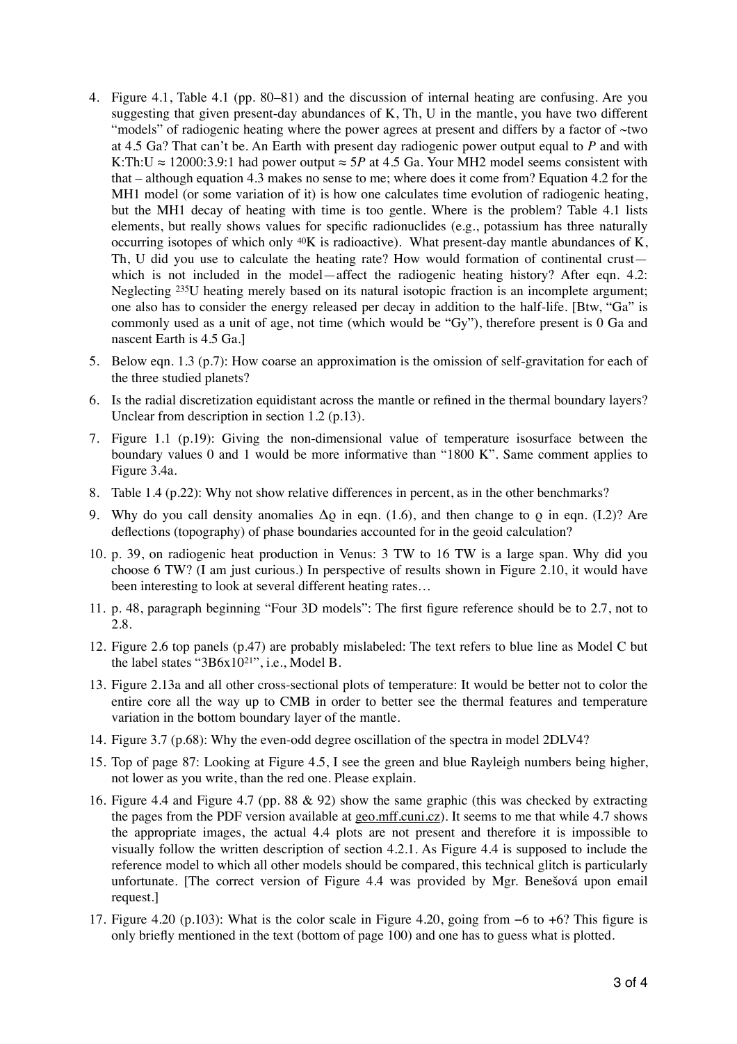4. Figure 4.1, Table 4.1 (pp. 80–81) and the discussion of internal heating are confusing. Are you suggesting that given present-day abundances of K, Th, U in the mantle, you have two different "models" of radiogenic heating where the power agrees at present and differs by a factor of ~two at 4.5 Ga? That can't be. An Earth with present day radiogenic power output equal to $P$ and with K:Th:U ≈ 12000:3.9:1 had power output ≈ $5P$ at 4.5 Ga. Your MH2 model seems consistent with that – although equation 4.3 makes no sense to me; where does it come from? Equation 4.2 for the MH1 model (or some variation of it) is how one calculates time evolution of radiogenic heating, but the MH1 decay of heating with time is too gentle. Where is the problem? Table 4.1 lists elements, but really shows values for specific radionuclides (e.g., potassium has three naturally occurring isotopes of which only $^{40}$K is radioactive). What present-day mantle abundances of K, Th, U did you use to calculate the heating rate? How would formation of continental crust—which is not included in the model—affect the radiogenic heating history? After eqn. 4.2: Neglecting $^{235}$U heating merely based on its natural isotopic fraction is an incomplete argument; one also has to consider the energy released per decay in addition to the half-life. [Btw, "Ga" is commonly used as a unit of age, not time (which would be "Gy"), therefore present is 0 Ga and nascent Earth is 4.5 Ga.]

5. Below eqn. 1.3 (p.7): How coarse an approximation is the omission of self-gravitation for each of the three studied planets?

6. Is the radial discretization equidistant across the mantle or refined in the thermal boundary layers? Unclear from description in section 1.2 (p.13).

7. Figure 1.1 (p.19): Giving the non-dimensional value of temperature isosurface between the boundary values 0 and 1 would be more informative than "1800 K". Same comment applies to Figure 3.4a.

8. Table 1.4 (p.22): Why not show relative differences in percent, as in the other benchmarks?

9. Why do you call density anomalies $\Delta\varrho$ in eqn. (1.6), and then change to $\varrho$ in eqn. (I.2)? Are deflections (topography) of phase boundaries accounted for in the geoid calculation?

10. p. 39, on radiogenic heat production in Venus: 3 TW to 16 TW is a large span. Why did you choose 6 TW? (I am just curious.) In perspective of results shown in Figure 2.10, it would have been interesting to look at several different heating rates…

11. p. 48, paragraph beginning "Four 3D models": The first figure reference should be to 2.7, not to 2.8.

12. Figure 2.6 top panels (p.47) are probably mislabeled: The text refers to blue line as Model C but the label states "3B6x10$^{21}$", i.e., Model B.

13. Figure 2.13a and all other cross-sectional plots of temperature: It would be better not to color the entire core all the way up to CMB in order to better see the thermal features and temperature variation in the bottom boundary layer of the mantle.

14. Figure 3.7 (p.68): Why the even-odd degree oscillation of the spectra in model 2DLV4?

15. Top of page 87: Looking at Figure 4.5, I see the green and blue Rayleigh numbers being higher, not lower as you write, than the red one. Please explain.

16. Figure 4.4 and Figure 4.7 (pp. 88 & 92) show the same graphic (this was checked by extracting the pages from the PDF version available at geo.mff.cuni.cz). It seems to me that while 4.7 shows the appropriate images, the actual 4.4 plots are not present and therefore it is impossible to visually follow the written description of section 4.2.1. As Figure 4.4 is supposed to include the reference model to which all other models should be compared, this technical glitch is particularly unfortunate. [The correct version of Figure 4.4 was provided by Mgr. Benešová upon email request.]

17. Figure 4.20 (p.103): What is the color scale in Figure 4.20, going from −6 to +6? This figure is only briefly mentioned in the text (bottom of page 100) and one has to guess what is plotted.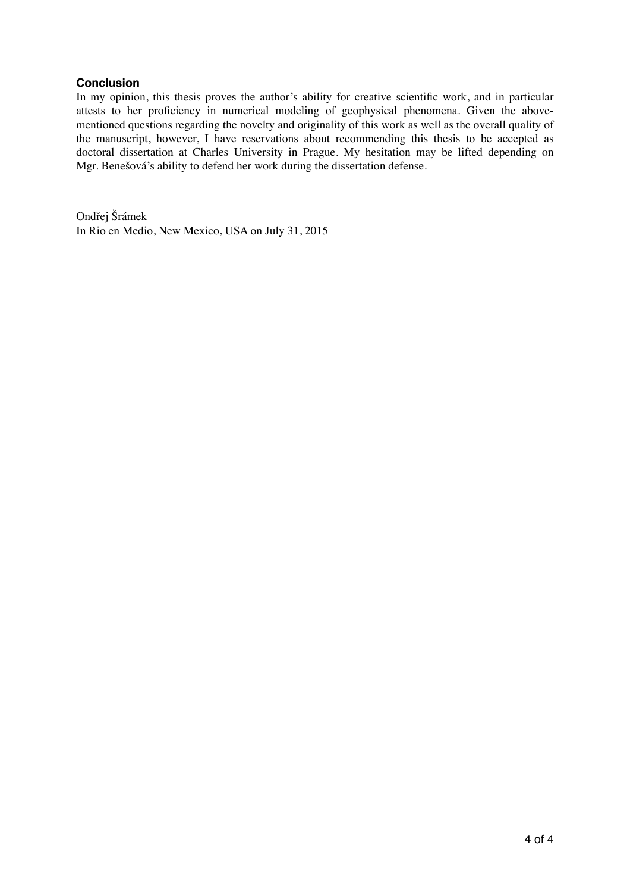## Conclusion

In my opinion, this thesis proves the author's ability for creative scientific work, and in particular attests to her proficiency in numerical modeling of geophysical phenomena. Given the above-mentioned questions regarding the novelty and originality of this work as well as the overall quality of the manuscript, however, I have reservations about recommending this thesis to be accepted as doctoral dissertation at Charles University in Prague. My hesitation may be lifted depending on Mgr. Benešová's ability to defend her work during the dissertation defense.

Ondřej Šrámek
In Rio en Medio, New Mexico, USA on July 31, 2015